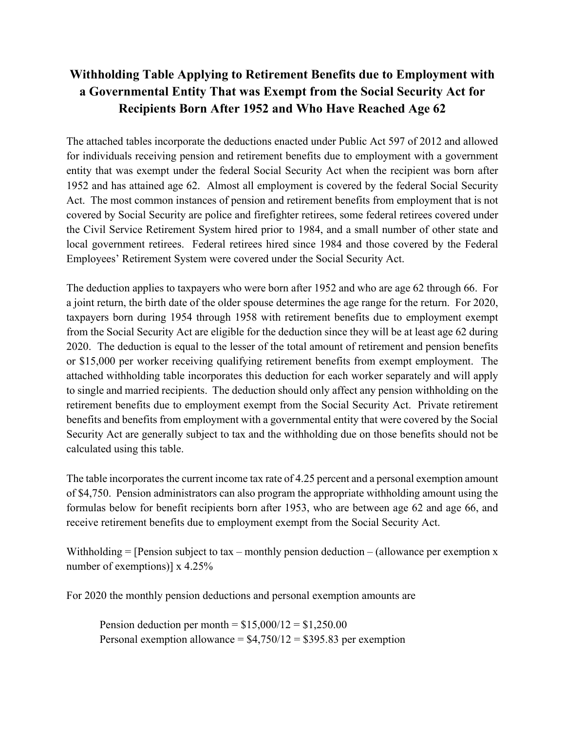# Withholding Table Applying to Retirement Benefits due to Employment with a Governmental Entity That was Exempt from the Social Security Act for Recipients Born After 1952 and Who Have Reached Age 62

The attached tables incorporate the deductions enacted under Public Act 597 of 2012 and allowed for individuals receiving pension and retirement benefits due to employment with a government entity that was exempt under the federal Social Security Act when the recipient was born after 1952 and has attained age 62. Almost all employment is covered by the federal Social Security Act. The most common instances of pension and retirement benefits from employment that is not covered by Social Security are police and firefighter retirees, some federal retirees covered under the Civil Service Retirement System hired prior to 1984, and a small number of other state and local government retirees. Federal retirees hired since 1984 and those covered by the Federal Employees' Retirement System were covered under the Social Security Act.

The deduction applies to taxpayers who were born after 1952 and who are age 62 through 66. For a joint return, the birth date of the older spouse determines the age range for the return. For 2020, taxpayers born during 1954 through 1958 with retirement benefits due to employment exempt from the Social Security Act are eligible for the deduction since they will be at least age 62 during 2020. The deduction is equal to the lesser of the total amount of retirement and pension benefits or $15,000 per worker receiving qualifying retirement benefits from exempt employment. The attached withholding table incorporates this deduction for each worker separately and will apply to single and married recipients. The deduction should only affect any pension withholding on the retirement benefits due to employment exempt from the Social Security Act. Private retirement benefits and benefits from employment with a governmental entity that were covered by the Social Security Act are generally subject to tax and the withholding due on those benefits should not be calculated using this table.

The table incorporates the current income tax rate of 4.25 percent and a personal exemption amount of $4,750. Pension administrators can also program the appropriate withholding amount using the formulas below for benefit recipients born after 1953, who are between age 62 and age 66, and receive retirement benefits due to employment exempt from the Social Security Act.

Withholding = [Pension subject to tax – monthly pension deduction – (allowance per exemption x number of exemptions)] x 4.25%

For 2020 the monthly pension deductions and personal exemption amounts are

Pension deduction per month = $15,000/12 = $1,250.00
Personal exemption allowance = $4,750/12 = $395.83 per exemption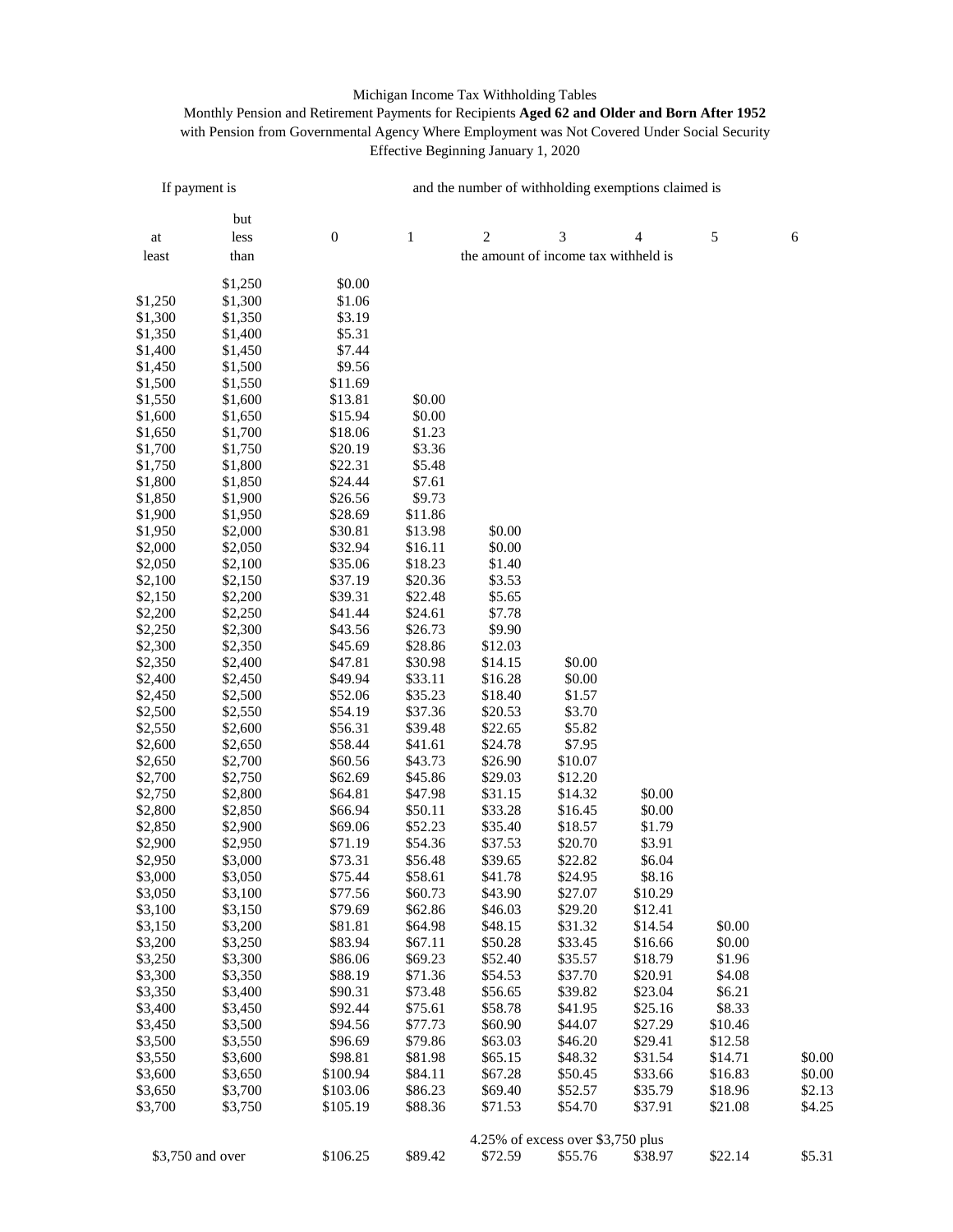Michigan Income Tax Withholding Tables

Monthly Pension and Retirement Payments for Recipients **Aged 62 and Older and Born After 1952**

with Pension from Governmental Agency Where Employment was Not Covered Under Social Security

Effective Beginning January 1, 2020

| If payment is | | and the number of withholding exemptions claimed is | | | | | | |
|---|---|---|---|---|---|---|---|---|
| at least | but less than | 0 | 1 | 2 | 3 | 4 | 5 | 6 |
| | | the amount of income tax withheld is | | | | | | |
| | $1,250 | $0.00 | | | | | | |
| $1,250 | $1,300 | $1.06 | | | | | | |
| $1,300 | $1,350 | $3.19 | | | | | | |
| $1,350 | $1,400 | $5.31 | | | | | | |
| $1,400 | $1,450 | $7.44 | | | | | | |
| $1,450 | $1,500 | $9.56 | | | | | | |
| $1,500 | $1,550 | $11.69 | | | | | | |
| $1,550 | $1,600 | $13.81 | $0.00 | | | | | |
| $1,600 | $1,650 | $15.94 | $0.00 | | | | | |
| $1,650 | $1,700 | $18.06 | $1.23 | | | | | |
| $1,700 | $1,750 | $20.19 | $3.36 | | | | | |
| $1,750 | $1,800 | $22.31 | $5.48 | | | | | |
| $1,800 | $1,850 | $24.44 | $7.61 | | | | | |
| $1,850 | $1,900 | $26.56 | $9.73 | | | | | |
| $1,900 | $1,950 | $28.69 | $11.86 | | | | | |
| $1,950 | $2,000 | $30.81 | $13.98 | $0.00 | | | | |
| $2,000 | $2,050 | $32.94 | $16.11 | $0.00 | | | | |
| $2,050 | $2,100 | $35.06 | $18.23 | $1.40 | | | | |
| $2,100 | $2,150 | $37.19 | $20.36 | $3.53 | | | | |
| $2,150 | $2,200 | $39.31 | $22.48 | $5.65 | | | | |
| $2,200 | $2,250 | $41.44 | $24.61 | $7.78 | | | | |
| $2,250 | $2,300 | $43.56 | $26.73 | $9.90 | | | | |
| $2,300 | $2,350 | $45.69 | $28.86 | $12.03 | | | | |
| $2,350 | $2,400 | $47.81 | $30.98 | $14.15 | $0.00 | | | |
| $2,400 | $2,450 | $49.94 | $33.11 | $16.28 | $0.00 | | | |
| $2,450 | $2,500 | $52.06 | $35.23 | $18.40 | $1.57 | | | |
| $2,500 | $2,550 | $54.19 | $37.36 | $20.53 | $3.70 | | | |
| $2,550 | $2,600 | $56.31 | $39.48 | $22.65 | $5.82 | | | |
| $2,600 | $2,650 | $58.44 | $41.61 | $24.78 | $7.95 | | | |
| $2,650 | $2,700 | $60.56 | $43.73 | $26.90 | $10.07 | | | |
| $2,700 | $2,750 | $62.69 | $45.86 | $29.03 | $12.20 | | | |
| $2,750 | $2,800 | $64.81 | $47.98 | $31.15 | $14.32 | $0.00 | | |
| $2,800 | $2,850 | $66.94 | $50.11 | $33.28 | $16.45 | $0.00 | | |
| $2,850 | $2,900 | $69.06 | $52.23 | $35.40 | $18.57 | $1.79 | | |
| $2,900 | $2,950 | $71.19 | $54.36 | $37.53 | $20.70 | $3.91 | | |
| $2,950 | $3,000 | $73.31 | $56.48 | $39.65 | $22.82 | $6.04 | | |
| $3,000 | $3,050 | $75.44 | $58.61 | $41.78 | $24.95 | $8.16 | | |
| $3,050 | $3,100 | $77.56 | $60.73 | $43.90 | $27.07 | $10.29 | | |
| $3,100 | $3,150 | $79.69 | $62.86 | $46.03 | $29.20 | $12.41 | | |
| $3,150 | $3,200 | $81.81 | $64.98 | $48.15 | $31.32 | $14.54 | $0.00 | |
| $3,200 | $3,250 | $83.94 | $67.11 | $50.28 | $33.45 | $16.66 | $0.00 | |
| $3,250 | $3,300 | $86.06 | $69.23 | $52.40 | $35.57 | $18.79 | $1.96 | |
| $3,300 | $3,350 | $88.19 | $71.36 | $54.53 | $37.70 | $20.91 | $4.08 | |
| $3,350 | $3,400 | $90.31 | $73.48 | $56.65 | $39.82 | $23.04 | $6.21 | |
| $3,400 | $3,450 | $92.44 | $75.61 | $58.78 | $41.95 | $25.16 | $8.33 | |
| $3,450 | $3,500 | $94.56 | $77.73 | $60.90 | $44.07 | $27.29 | $10.46 | |
| $3,500 | $3,550 | $96.69 | $79.86 | $63.03 | $46.20 | $29.41 | $12.58 | |
| $3,550 | $3,600 | $98.81 | $81.98 | $65.15 | $48.32 | $31.54 | $14.71 | $0.00 |
| $3,600 | $3,650 | $100.94 | $84.11 | $67.28 | $50.45 | $33.66 | $16.83 | $0.00 |
| $3,650 | $3,700 | $103.06 | $86.23 | $69.40 | $52.57 | $35.79 | $18.96 | $2.13 |
| $3,700 | $3,750 | $105.19 | $88.36 | $71.53 | $54.70 | $37.91 | $21.08 | $4.25 |
| | | 4.25% of excess over $3,750 plus | | | | | | |
| $3,750 and over | | $106.25 | $89.42 | $72.59 | $55.76 | $38.97 | $22.14 | $5.31 |